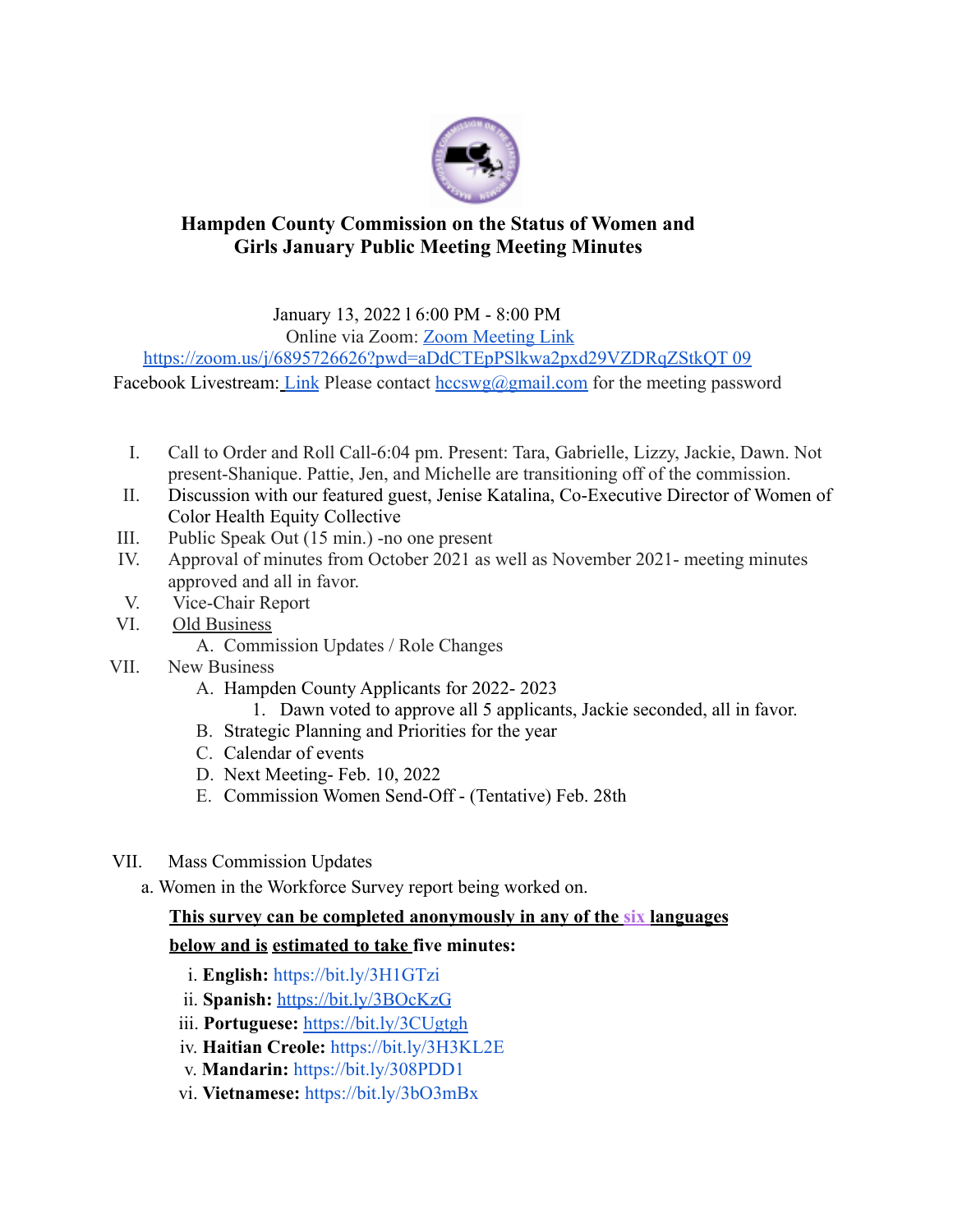# Hampden County Commission on the Status of Women and Girls January Public Meeting Meeting Minutes

January 13, 2022 l 6:00 PM - 8:00 PM
Online via Zoom: Zoom Meeting Link
https://zoom.us/j/6895726626?pwd=aDdCTEpPSlkwa2pxd29VZDRqZStkQT 09
Facebook Livestream: Link Please contact hccswg@gmail.com for the meeting password

I. Call to Order and Roll Call-6:04 pm. Present: Tara, Gabrielle, Lizzy, Jackie, Dawn. Not present-Shanique. Pattie, Jen, and Michelle are transitioning off of the commission.

II. Discussion with our featured guest, Jenise Katalina, Co-Executive Director of Women of Color Health Equity Collective

III. Public Speak Out (15 min.) -no one present

IV. Approval of minutes from October 2021 as well as November 2021- meeting minutes approved and all in favor.

V. Vice-Chair Report

VI. Old Business
   - A. Commission Updates / Role Changes

VII. New Business
   - A. Hampden County Applicants for 2022- 2023
     1. Dawn voted to approve all 5 applicants, Jackie seconded, all in favor.
   - B. Strategic Planning and Priorities for the year
   - C. Calendar of events
   - D. Next Meeting- Feb. 10, 2022
   - E. Commission Women Send-Off - (Tentative) Feb. 28th

VII. Mass Commission Updates

a. Women in the Workforce Survey report being worked on.

**This survey can be completed anonymously in any of the six languages below and is estimated to take five minutes:**

i. **English:** https://bit.ly/3H1GTzi
ii. **Spanish:** https://bit.ly/3BOcKzG
iii. **Portuguese:** https://bit.ly/3CUgtgh
iv. **Haitian Creole:** https://bit.ly/3H3KL2E
v. **Mandarin:** https://bit.ly/308PDD1
vi. **Vietnamese:** https://bit.ly/3bO3mBx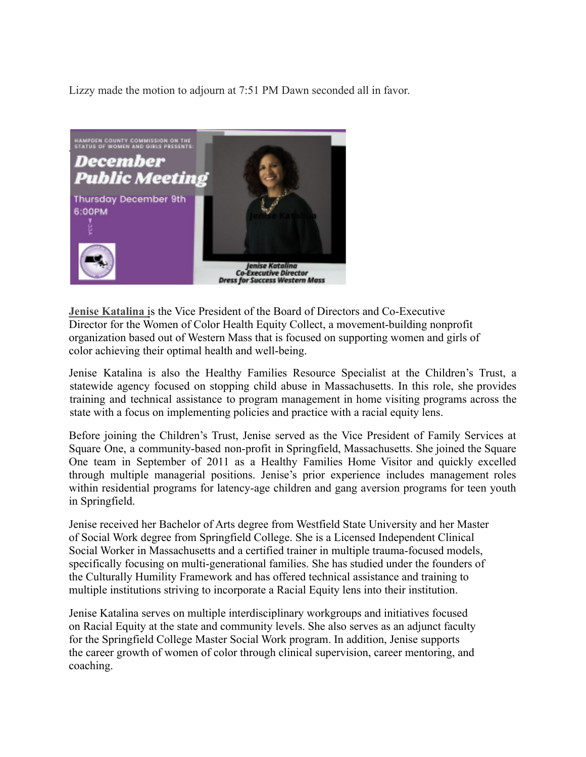Lizzy made the motion to adjourn at 7:51 PM Dawn seconded all in favor.

**Jenise Katalina** is the Vice President of the Board of Directors and Co-Executive Director for the Women of Color Health Equity Collect, a movement-building nonprofit organization based out of Western Mass that is focused on supporting women and girls of color achieving their optimal health and well-being.

Jenise Katalina is also the Healthy Families Resource Specialist at the Children's Trust, a statewide agency focused on stopping child abuse in Massachusetts. In this role, she provides training and technical assistance to program management in home visiting programs across the state with a focus on implementing policies and practice with a racial equity lens.

Before joining the Children's Trust, Jenise served as the Vice President of Family Services at Square One, a community-based non-profit in Springfield, Massachusetts. She joined the Square One team in September of 2011 as a Healthy Families Home Visitor and quickly excelled through multiple managerial positions. Jenise's prior experience includes management roles within residential programs for latency-age children and gang aversion programs for teen youth in Springfield.

Jenise received her Bachelor of Arts degree from Westfield State University and her Master of Social Work degree from Springfield College. She is a Licensed Independent Clinical Social Worker in Massachusetts and a certified trainer in multiple trauma-focused models, specifically focusing on multi-generational families. She has studied under the founders of the Culturally Humility Framework and has offered technical assistance and training to multiple institutions striving to incorporate a Racial Equity lens into their institution.

Jenise Katalina serves on multiple interdisciplinary workgroups and initiatives focused on Racial Equity at the state and community levels. She also serves as an adjunct faculty for the Springfield College Master Social Work program. In addition, Jenise supports the career growth of women of color through clinical supervision, career mentoring, and coaching.